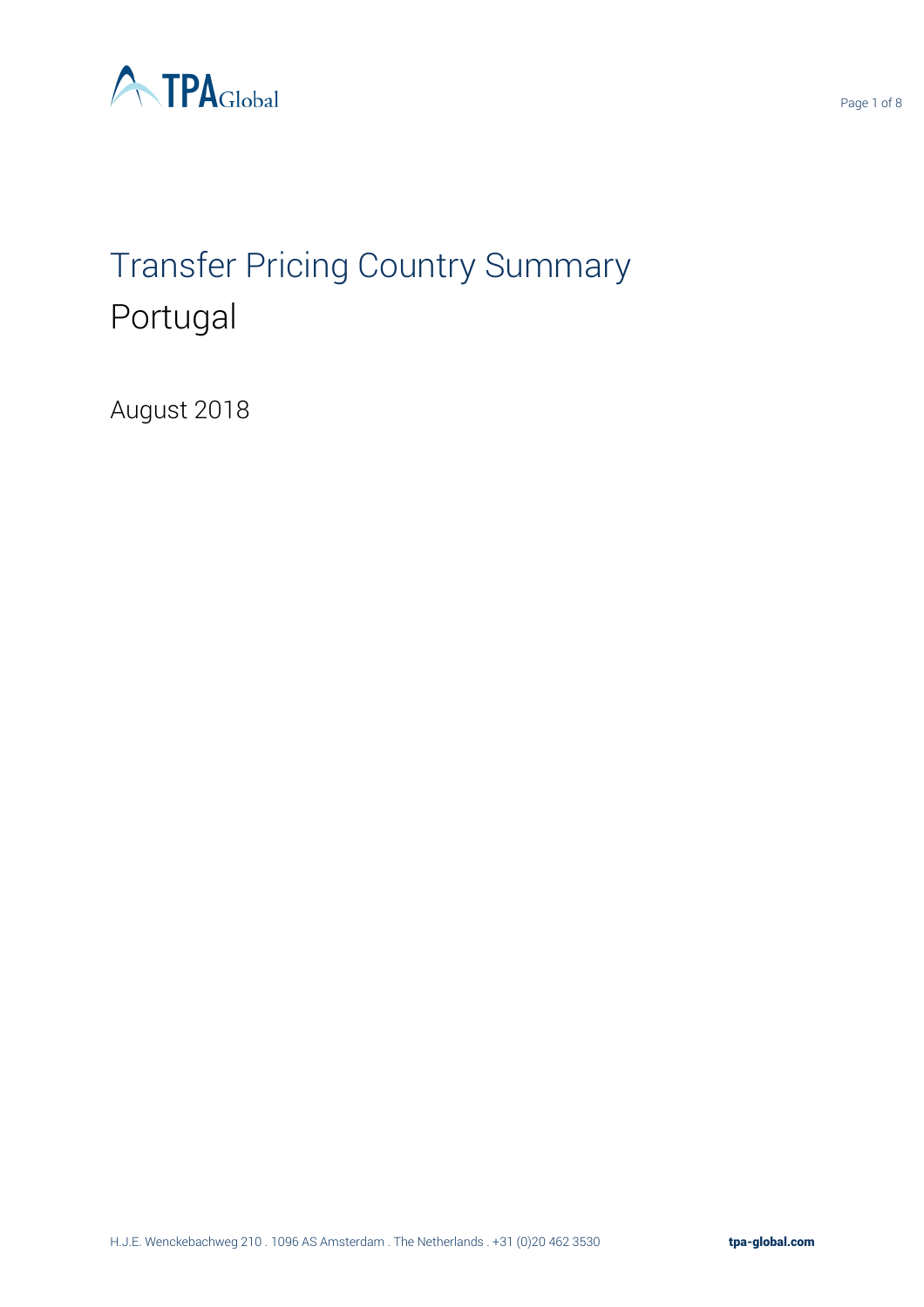# Transfer Pricing Country Summary

## Portugal

August 2018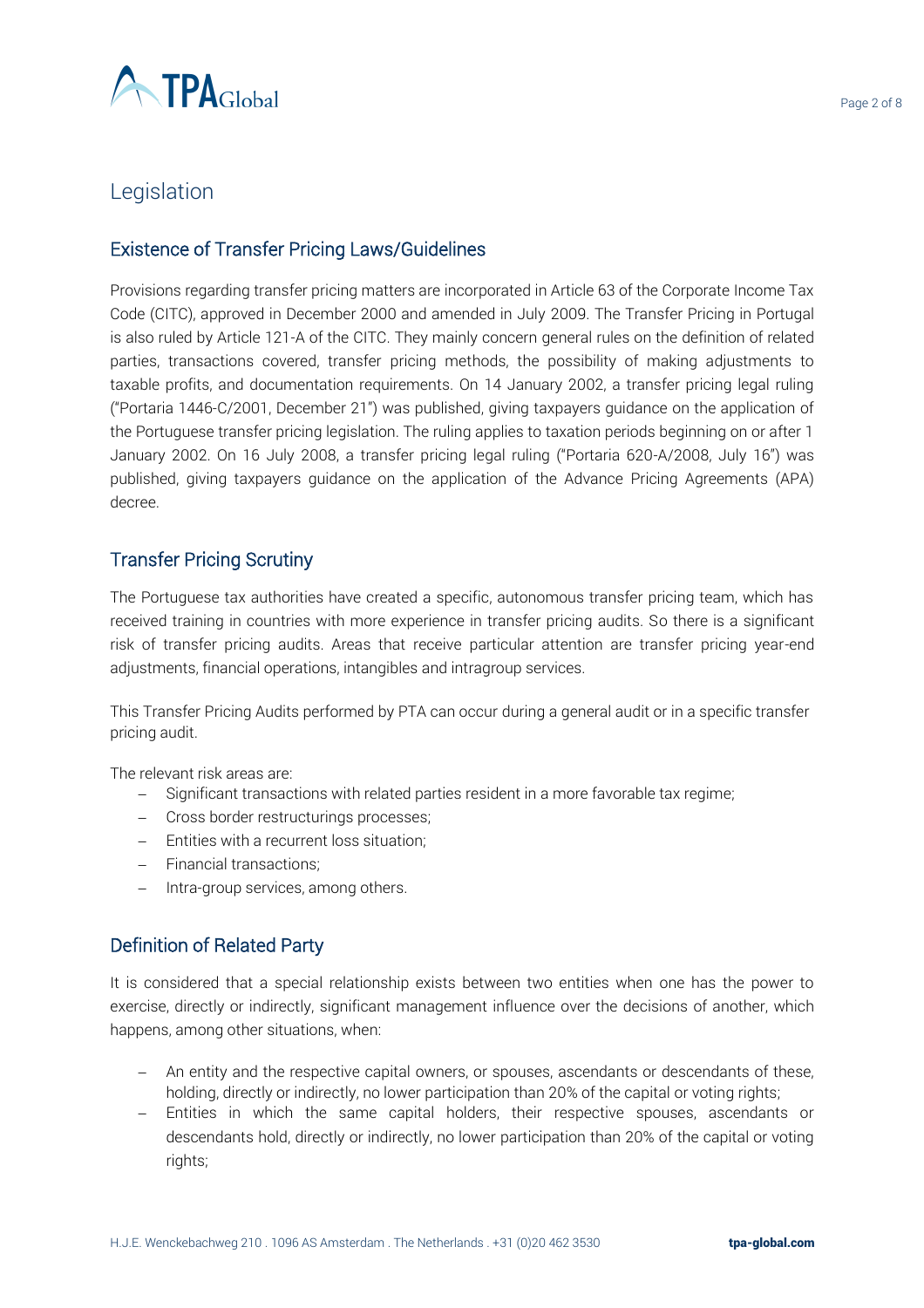# Legislation

## Existence of Transfer Pricing Laws/Guidelines

Provisions regarding transfer pricing matters are incorporated in Article 63 of the Corporate Income Tax Code (CITC), approved in December 2000 and amended in July 2009. The Transfer Pricing in Portugal is also ruled by Article 121-A of the CITC. They mainly concern general rules on the definition of related parties, transactions covered, transfer pricing methods, the possibility of making adjustments to taxable profits, and documentation requirements. On 14 January 2002, a transfer pricing legal ruling ("Portaria 1446-C/2001, December 21") was published, giving taxpayers guidance on the application of the Portuguese transfer pricing legislation. The ruling applies to taxation periods beginning on or after 1 January 2002. On 16 July 2008, a transfer pricing legal ruling ("Portaria 620-A/2008, July 16") was published, giving taxpayers guidance on the application of the Advance Pricing Agreements (APA) decree.

## Transfer Pricing Scrutiny

The Portuguese tax authorities have created a specific, autonomous transfer pricing team, which has received training in countries with more experience in transfer pricing audits. So there is a significant risk of transfer pricing audits. Areas that receive particular attention are transfer pricing year-end adjustments, financial operations, intangibles and intragroup services.

This Transfer Pricing Audits performed by PTA can occur during a general audit or in a specific transfer pricing audit.

The relevant risk areas are:

- Significant transactions with related parties resident in a more favorable tax regime;
- Cross border restructurings processes;
- Entities with a recurrent loss situation;
- Financial transactions;
- Intra-group services, among others.

## Definition of Related Party

It is considered that a special relationship exists between two entities when one has the power to exercise, directly or indirectly, significant management influence over the decisions of another, which happens, among other situations, when:

- An entity and the respective capital owners, or spouses, ascendants or descendants of these, holding, directly or indirectly, no lower participation than 20% of the capital or voting rights;
- Entities in which the same capital holders, their respective spouses, ascendants or descendants hold, directly or indirectly, no lower participation than 20% of the capital or voting rights;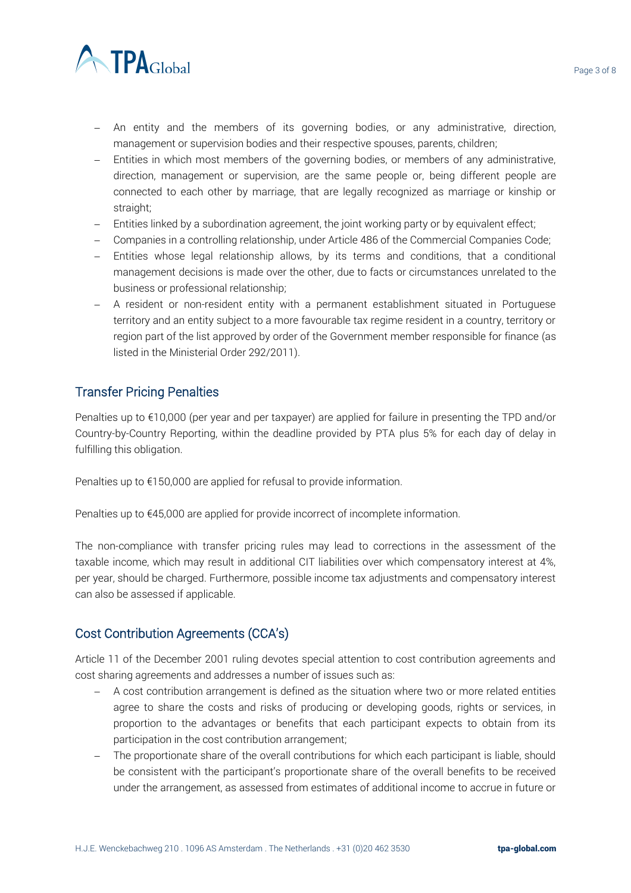- An entity and the members of its governing bodies, or any administrative, direction, management or supervision bodies and their respective spouses, parents, children;
- Entities in which most members of the governing bodies, or members of any administrative, direction, management or supervision, are the same people or, being different people are connected to each other by marriage, that are legally recognized as marriage or kinship or straight;
- Entities linked by a subordination agreement, the joint working party or by equivalent effect;
- Companies in a controlling relationship, under Article 486 of the Commercial Companies Code;
- Entities whose legal relationship allows, by its terms and conditions, that a conditional management decisions is made over the other, due to facts or circumstances unrelated to the business or professional relationship;
- A resident or non-resident entity with a permanent establishment situated in Portuguese territory and an entity subject to a more favourable tax regime resident in a country, territory or region part of the list approved by order of the Government member responsible for finance (as listed in the Ministerial Order 292/2011).

## Transfer Pricing Penalties

Penalties up to €10,000 (per year and per taxpayer) are applied for failure in presenting the TPD and/or Country-by-Country Reporting, within the deadline provided by PTA plus 5% for each day of delay in fulfilling this obligation.

Penalties up to €150,000 are applied for refusal to provide information.

Penalties up to €45,000 are applied for provide incorrect of incomplete information.

The non-compliance with transfer pricing rules may lead to corrections in the assessment of the taxable income, which may result in additional CIT liabilities over which compensatory interest at 4%, per year, should be charged. Furthermore, possible income tax adjustments and compensatory interest can also be assessed if applicable.

## Cost Contribution Agreements (CCA's)

Article 11 of the December 2001 ruling devotes special attention to cost contribution agreements and cost sharing agreements and addresses a number of issues such as:

- A cost contribution arrangement is defined as the situation where two or more related entities agree to share the costs and risks of producing or developing goods, rights or services, in proportion to the advantages or benefits that each participant expects to obtain from its participation in the cost contribution arrangement;
- The proportionate share of the overall contributions for which each participant is liable, should be consistent with the participant's proportionate share of the overall benefits to be received under the arrangement, as assessed from estimates of additional income to accrue in future or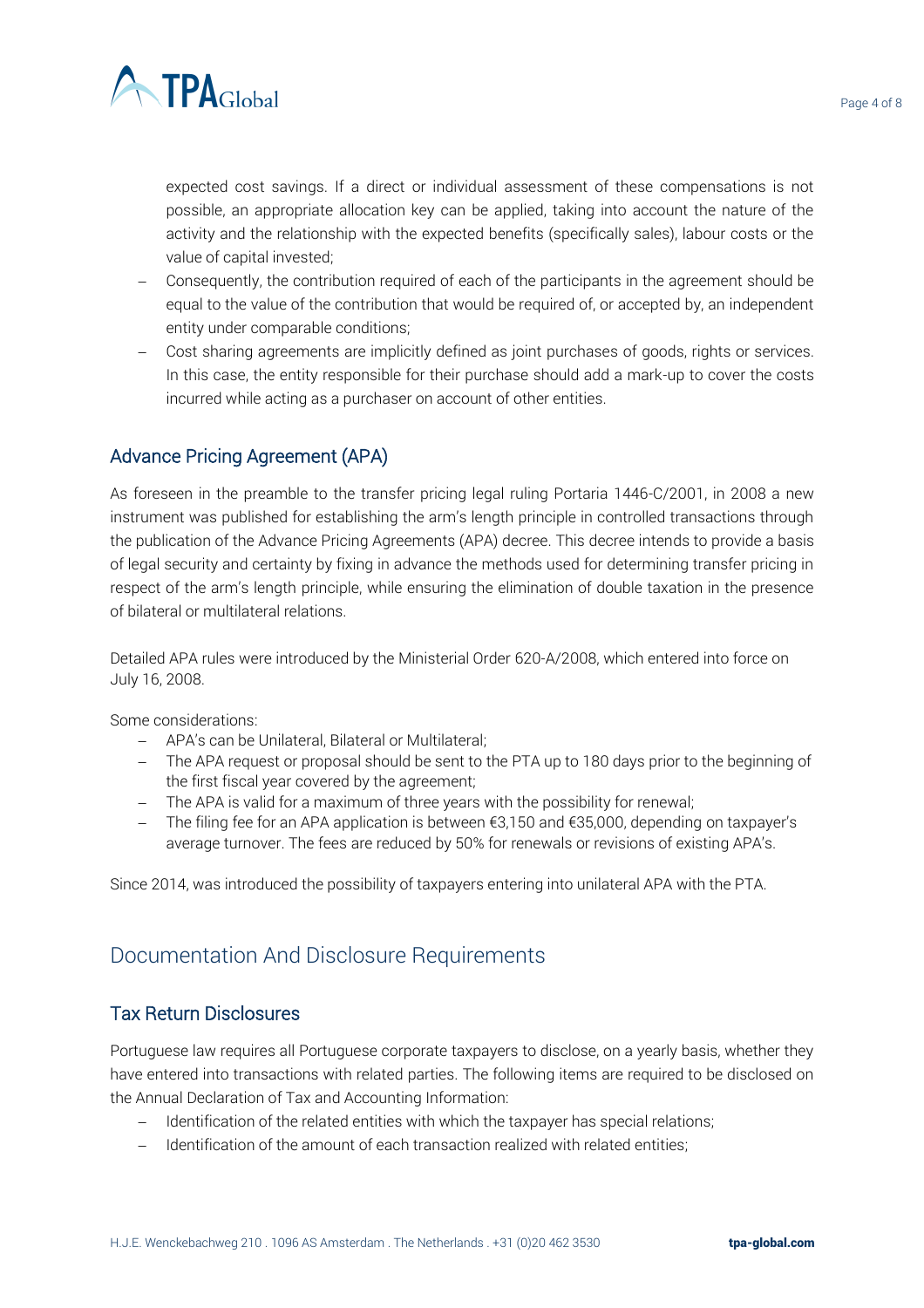expected cost savings. If a direct or individual assessment of these compensations is not possible, an appropriate allocation key can be applied, taking into account the nature of the activity and the relationship with the expected benefits (specifically sales), labour costs or the value of capital invested;

- Consequently, the contribution required of each of the participants in the agreement should be equal to the value of the contribution that would be required of, or accepted by, an independent entity under comparable conditions;
- Cost sharing agreements are implicitly defined as joint purchases of goods, rights or services. In this case, the entity responsible for their purchase should add a mark-up to cover the costs incurred while acting as a purchaser on account of other entities.

### Advance Pricing Agreement (APA)

As foreseen in the preamble to the transfer pricing legal ruling Portaria 1446-C/2001, in 2008 a new instrument was published for establishing the arm's length principle in controlled transactions through the publication of the Advance Pricing Agreements (APA) decree. This decree intends to provide a basis of legal security and certainty by fixing in advance the methods used for determining transfer pricing in respect of the arm's length principle, while ensuring the elimination of double taxation in the presence of bilateral or multilateral relations.

Detailed APA rules were introduced by the Ministerial Order 620-A/2008, which entered into force on July 16, 2008.

Some considerations:

- APA's can be Unilateral, Bilateral or Multilateral;
- The APA request or proposal should be sent to the PTA up to 180 days prior to the beginning of the first fiscal year covered by the agreement;
- The APA is valid for a maximum of three years with the possibility for renewal;
- The filing fee for an APA application is between €3,150 and €35,000, depending on taxpayer's average turnover. The fees are reduced by 50% for renewals or revisions of existing APA's.

Since 2014, was introduced the possibility of taxpayers entering into unilateral APA with the PTA.

## Documentation And Disclosure Requirements

### Tax Return Disclosures

Portuguese law requires all Portuguese corporate taxpayers to disclose, on a yearly basis, whether they have entered into transactions with related parties. The following items are required to be disclosed on the Annual Declaration of Tax and Accounting Information:

- Identification of the related entities with which the taxpayer has special relations;
- Identification of the amount of each transaction realized with related entities;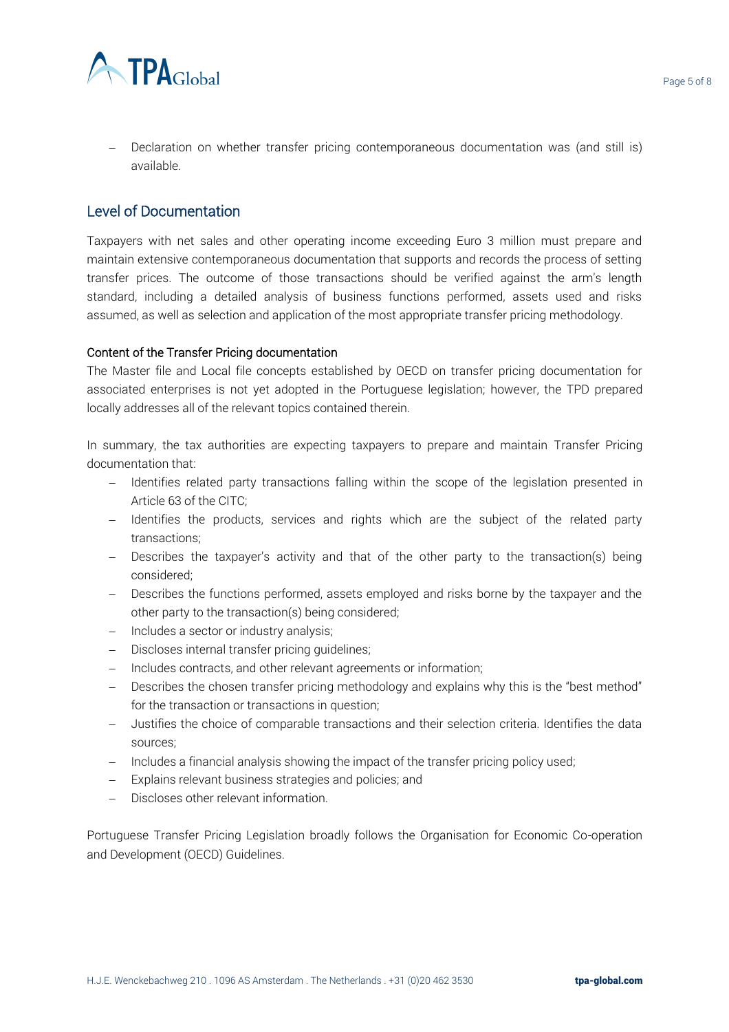- Declaration on whether transfer pricing contemporaneous documentation was (and still is) available.

## Level of Documentation

Taxpayers with net sales and other operating income exceeding Euro 3 million must prepare and maintain extensive contemporaneous documentation that supports and records the process of setting transfer prices. The outcome of those transactions should be verified against the arm's length standard, including a detailed analysis of business functions performed, assets used and risks assumed, as well as selection and application of the most appropriate transfer pricing methodology.

### Content of the Transfer Pricing documentation

The Master file and Local file concepts established by OECD on transfer pricing documentation for associated enterprises is not yet adopted in the Portuguese legislation; however, the TPD prepared locally addresses all of the relevant topics contained therein.

In summary, the tax authorities are expecting taxpayers to prepare and maintain Transfer Pricing documentation that:

- Identifies related party transactions falling within the scope of the legislation presented in Article 63 of the CITC;
- Identifies the products, services and rights which are the subject of the related party transactions;
- Describes the taxpayer's activity and that of the other party to the transaction(s) being considered;
- Describes the functions performed, assets employed and risks borne by the taxpayer and the other party to the transaction(s) being considered;
- Includes a sector or industry analysis;
- Discloses internal transfer pricing guidelines;
- Includes contracts, and other relevant agreements or information;
- Describes the chosen transfer pricing methodology and explains why this is the "best method" for the transaction or transactions in question;
- Justifies the choice of comparable transactions and their selection criteria. Identifies the data sources;
- Includes a financial analysis showing the impact of the transfer pricing policy used;
- Explains relevant business strategies and policies; and
- Discloses other relevant information.

Portuguese Transfer Pricing Legislation broadly follows the Organisation for Economic Co-operation and Development (OECD) Guidelines.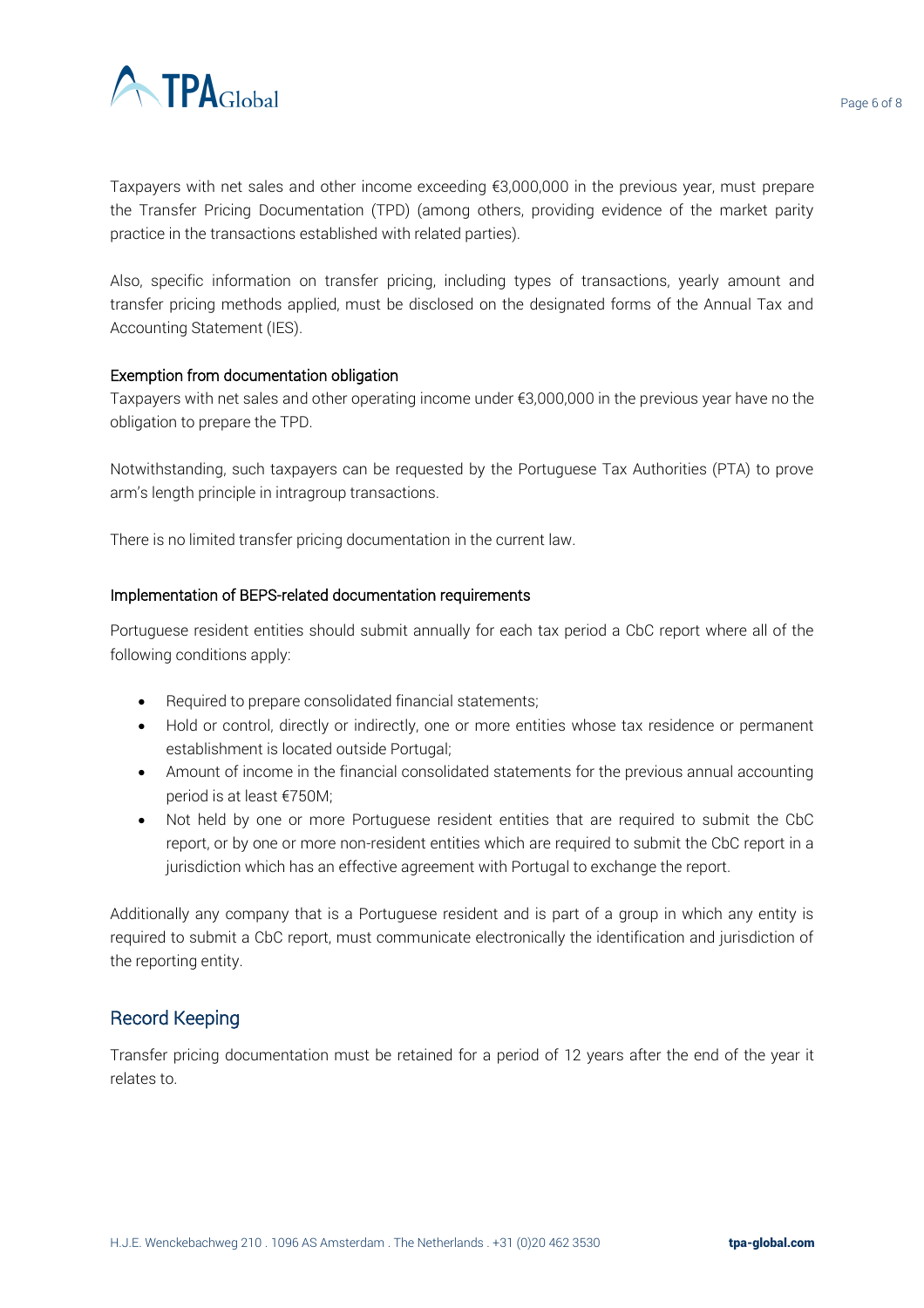Taxpayers with net sales and other income exceeding €3,000,000 in the previous year, must prepare the Transfer Pricing Documentation (TPD) (among others, providing evidence of the market parity practice in the transactions established with related parties).

Also, specific information on transfer pricing, including types of transactions, yearly amount and transfer pricing methods applied, must be disclosed on the designated forms of the Annual Tax and Accounting Statement (IES).

### Exemption from documentation obligation

Taxpayers with net sales and other operating income under €3,000,000 in the previous year have no the obligation to prepare the TPD.

Notwithstanding, such taxpayers can be requested by the Portuguese Tax Authorities (PTA) to prove arm's length principle in intragroup transactions.

There is no limited transfer pricing documentation in the current law.

### Implementation of BEPS-related documentation requirements

Portuguese resident entities should submit annually for each tax period a CbC report where all of the following conditions apply:

- Required to prepare consolidated financial statements;
- Hold or control, directly or indirectly, one or more entities whose tax residence or permanent establishment is located outside Portugal;
- Amount of income in the financial consolidated statements for the previous annual accounting period is at least €750M;
- Not held by one or more Portuguese resident entities that are required to submit the CbC report, or by one or more non-resident entities which are required to submit the CbC report in a jurisdiction which has an effective agreement with Portugal to exchange the report.

Additionally any company that is a Portuguese resident and is part of a group in which any entity is required to submit a CbC report, must communicate electronically the identification and jurisdiction of the reporting entity.

## Record Keeping

Transfer pricing documentation must be retained for a period of 12 years after the end of the year it relates to.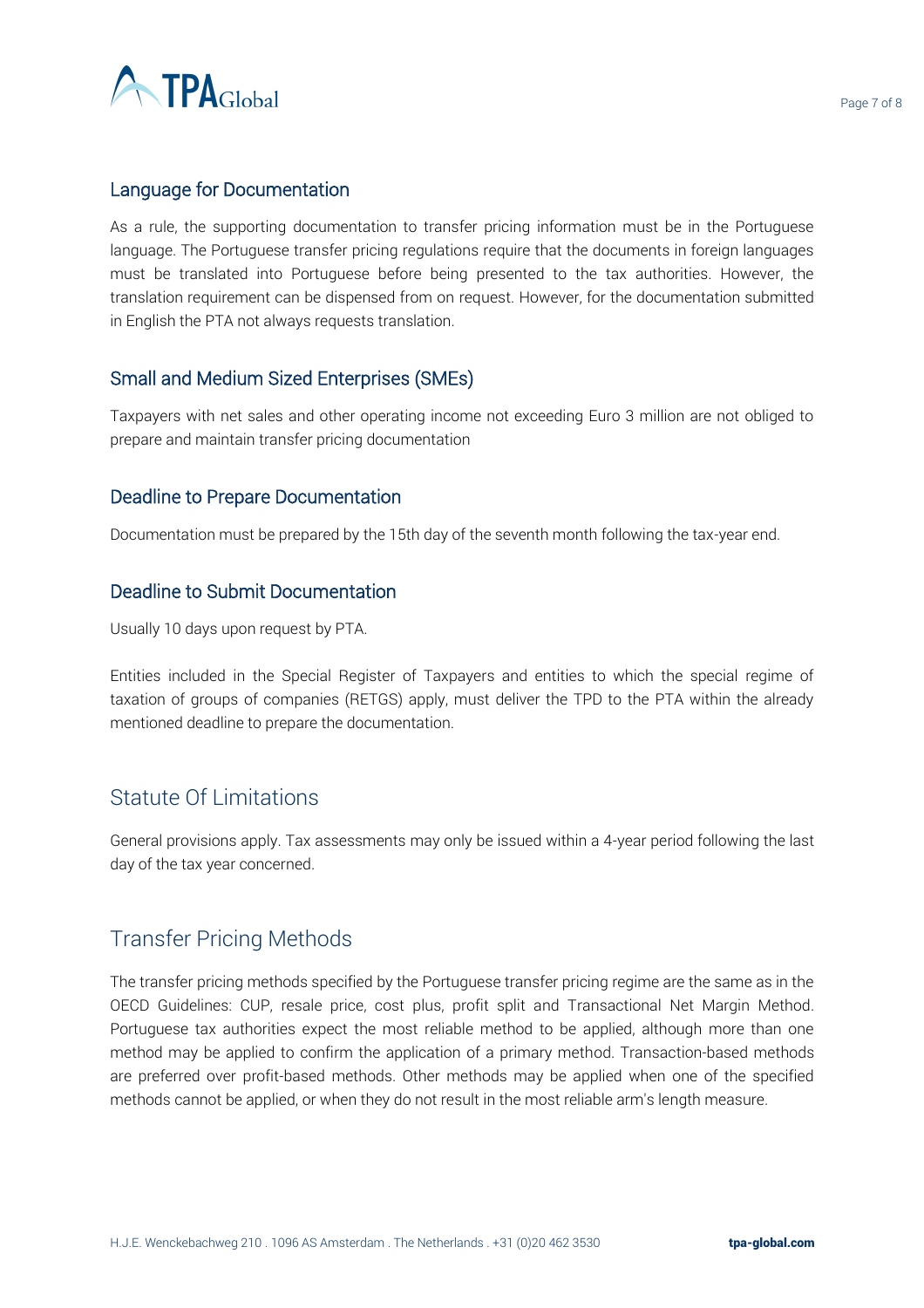### Language for Documentation

As a rule, the supporting documentation to transfer pricing information must be in the Portuguese language. The Portuguese transfer pricing regulations require that the documents in foreign languages must be translated into Portuguese before being presented to the tax authorities. However, the translation requirement can be dispensed from on request. However, for the documentation submitted in English the PTA not always requests translation.

### Small and Medium Sized Enterprises (SMEs)

Taxpayers with net sales and other operating income not exceeding Euro 3 million are not obliged to prepare and maintain transfer pricing documentation

### Deadline to Prepare Documentation

Documentation must be prepared by the 15th day of the seventh month following the tax-year end.

### Deadline to Submit Documentation

Usually 10 days upon request by PTA.

Entities included in the Special Register of Taxpayers and entities to which the special regime of taxation of groups of companies (RETGS) apply, must deliver the TPD to the PTA within the already mentioned deadline to prepare the documentation.

## Statute Of Limitations

General provisions apply. Tax assessments may only be issued within a 4-year period following the last day of the tax year concerned.

## Transfer Pricing Methods

The transfer pricing methods specified by the Portuguese transfer pricing regime are the same as in the OECD Guidelines: CUP, resale price, cost plus, profit split and Transactional Net Margin Method. Portuguese tax authorities expect the most reliable method to be applied, although more than one method may be applied to confirm the application of a primary method. Transaction-based methods are preferred over profit-based methods. Other methods may be applied when one of the specified methods cannot be applied, or when they do not result in the most reliable arm's length measure.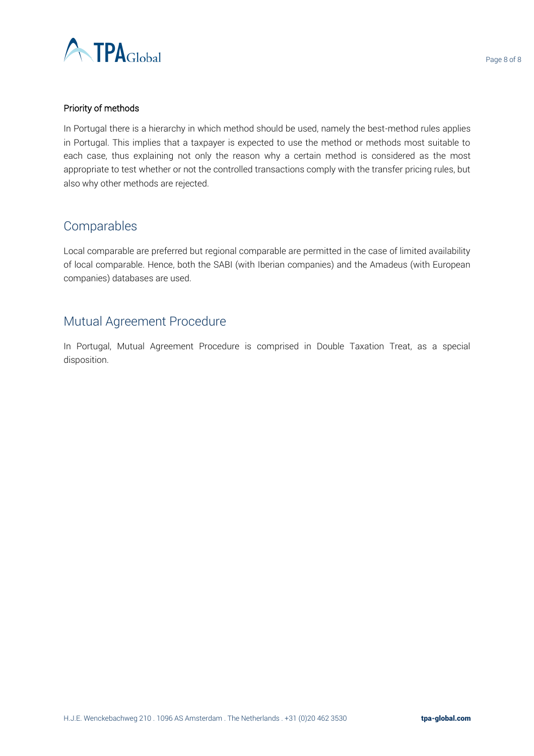### Priority of methods

In Portugal there is a hierarchy in which method should be used, namely the best-method rules applies in Portugal. This implies that a taxpayer is expected to use the method or methods most suitable to each case, thus explaining not only the reason why a certain method is considered as the most appropriate to test whether or not the controlled transactions comply with the transfer pricing rules, but also why other methods are rejected.

## Comparables

Local comparable are preferred but regional comparable are permitted in the case of limited availability of local comparable. Hence, both the SABI (with Iberian companies) and the Amadeus (with European companies) databases are used.

## Mutual Agreement Procedure

In Portugal, Mutual Agreement Procedure is comprised in Double Taxation Treat, as a special disposition.